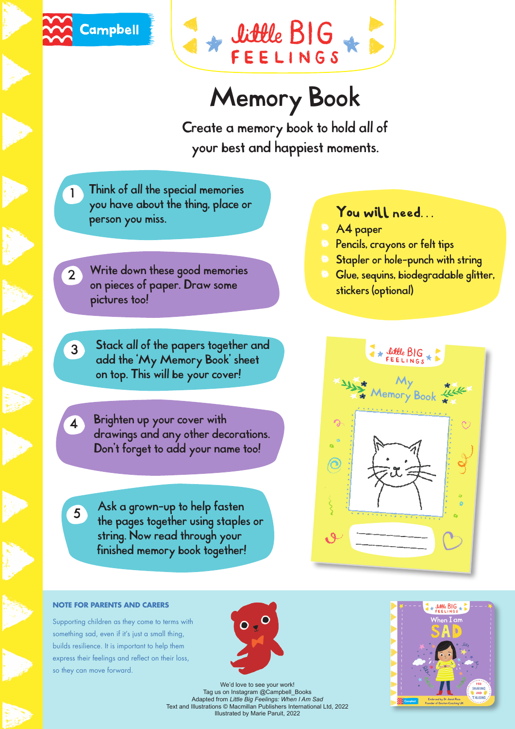Campbell

little BIG FEELINGS

# Memory Book

Create a memory book to hold all of your best and happiest moments.

1. Think of all the special memories you have about the thing, place or person you miss.
2. Write down these good memories on pieces of paper. Draw some pictures too!
3. Stack all of the papers together and add the 'My Memory Book' sheet on top. This will be your cover!
4. Brighten up your cover with drawings and any other decorations. Don't forget to add your name too!
5. Ask a grown-up to help fasten the pages together using staples or string. Now read through your finished memory book together!

## You will need...

- A4 paper
- Pencils, crayons or felt tips
- Stapler or hole-punch with string
- Glue, sequins, biodegradable glitter, stickers (optional)

little BIG FEELINGS

My Memory Book

**NOTE FOR PARENTS AND CARERS**

Supporting children as they come to terms with something sad, even if it's just a small thing, builds resilience. It is important to help them express their feelings and reflect on their loss, so they can move forward.

We'd love to see your work!
Tag us on Instagram @Campbell_Books
Adapted from *Little Big Feelings: When I Am Sad*
Text and Illustrations © Macmillan Publishers International Ltd, 2022
Illustrated by Marie Paruit, 2022

little BIG FEELINGS
When I am SAD
FOR SHARING AND TALKING
Endorsed by Dr Janet Rose Founder of Emotion Coaching UK
Campbell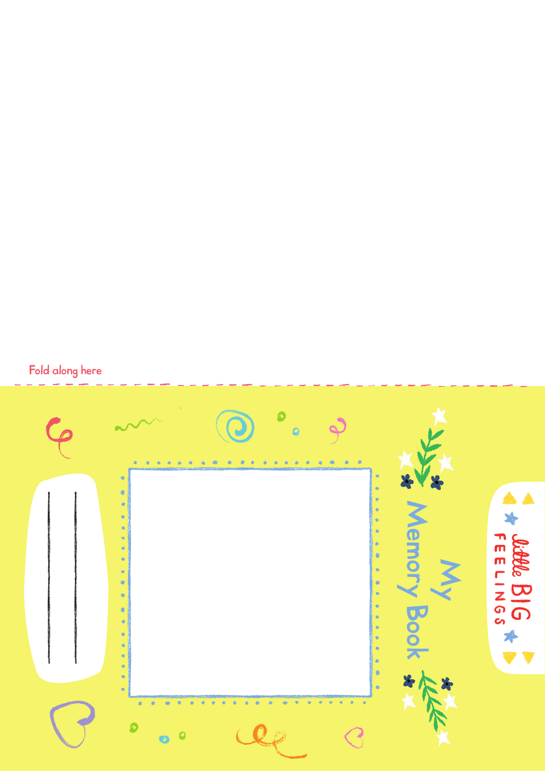Fold along here

My Memory Book

little BIG FEELINGS